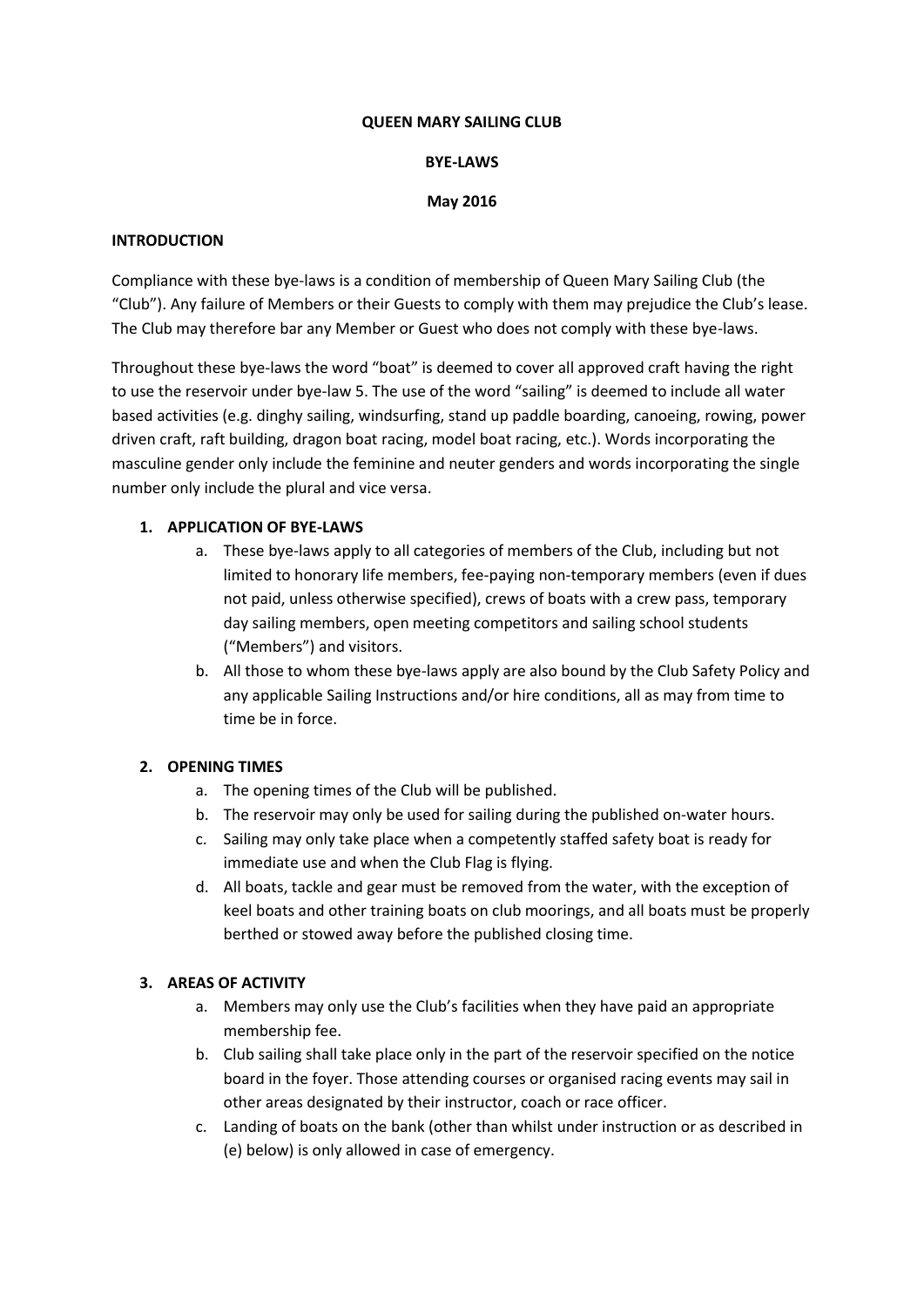# QUEEN MARY SAILING CLUB

## BYE-LAWS

**May 2016**

## INTRODUCTION

Compliance with these bye-laws is a condition of membership of Queen Mary Sailing Club (the "Club"). Any failure of Members or their Guests to comply with them may prejudice the Club's lease. The Club may therefore bar any Member or Guest who does not comply with these bye-laws.

Throughout these bye-laws the word "boat" is deemed to cover all approved craft having the right to use the reservoir under bye-law 5. The use of the word "sailing" is deemed to include all water based activities (e.g. dinghy sailing, windsurfing, stand up paddle boarding, canoeing, rowing, power driven craft, raft building, dragon boat racing, model boat racing, etc.). Words incorporating the masculine gender only include the feminine and neuter genders and words incorporating the single number only include the plural and vice versa.

### 1. APPLICATION OF BYE-LAWS

a. These bye-laws apply to all categories of members of the Club, including but not limited to honorary life members, fee-paying non-temporary members (even if dues not paid, unless otherwise specified), crews of boats with a crew pass, temporary day sailing members, open meeting competitors and sailing school students ("Members") and visitors.

b. All those to whom these bye-laws apply are also bound by the Club Safety Policy and any applicable Sailing Instructions and/or hire conditions, all as may from time to time be in force.

### 2. OPENING TIMES

a. The opening times of the Club will be published.

b. The reservoir may only be used for sailing during the published on-water hours.

c. Sailing may only take place when a competently staffed safety boat is ready for immediate use and when the Club Flag is flying.

d. All boats, tackle and gear must be removed from the water, with the exception of keel boats and other training boats on club moorings, and all boats must be properly berthed or stowed away before the published closing time.

### 3. AREAS OF ACTIVITY

a. Members may only use the Club's facilities when they have paid an appropriate membership fee.

b. Club sailing shall take place only in the part of the reservoir specified on the notice board in the foyer. Those attending courses or organised racing events may sail in other areas designated by their instructor, coach or race officer.

c. Landing of boats on the bank (other than whilst under instruction or as described in (e) below) is only allowed in case of emergency.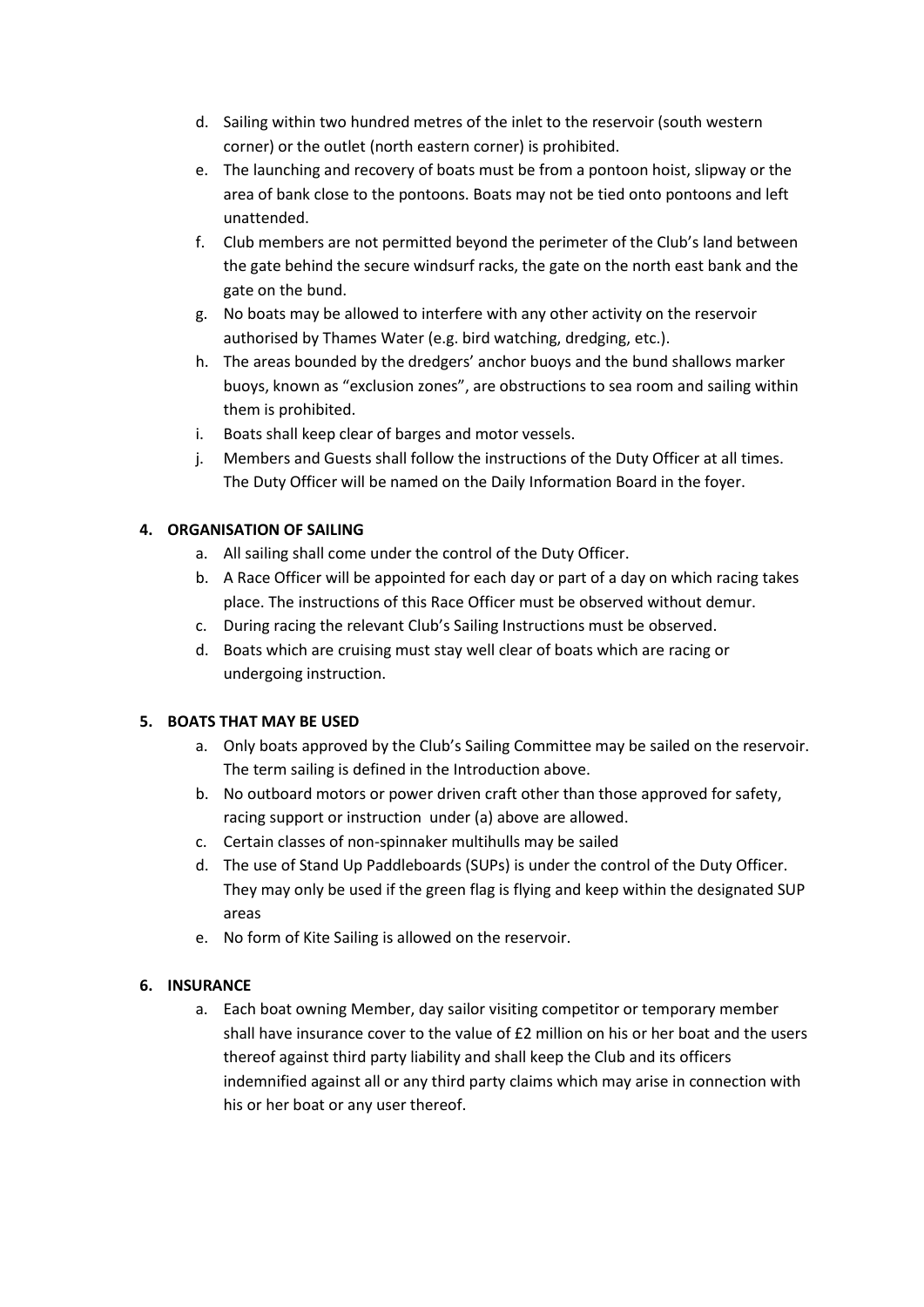d. Sailing within two hundred metres of the inlet to the reservoir (south western corner) or the outlet (north eastern corner) is prohibited.

e. The launching and recovery of boats must be from a pontoon hoist, slipway or the area of bank close to the pontoons. Boats may not be tied onto pontoons and left unattended.

f. Club members are not permitted beyond the perimeter of the Club's land between the gate behind the secure windsurf racks, the gate on the north east bank and the gate on the bund.

g. No boats may be allowed to interfere with any other activity on the reservoir authorised by Thames Water (e.g. bird watching, dredging, etc.).

h. The areas bounded by the dredgers' anchor buoys and the bund shallows marker buoys, known as "exclusion zones", are obstructions to sea room and sailing within them is prohibited.

i. Boats shall keep clear of barges and motor vessels.

j. Members and Guests shall follow the instructions of the Duty Officer at all times. The Duty Officer will be named on the Daily Information Board in the foyer.

**4. ORGANISATION OF SAILING**

a. All sailing shall come under the control of the Duty Officer.

b. A Race Officer will be appointed for each day or part of a day on which racing takes place. The instructions of this Race Officer must be observed without demur.

c. During racing the relevant Club's Sailing Instructions must be observed.

d. Boats which are cruising must stay well clear of boats which are racing or undergoing instruction.

**5. BOATS THAT MAY BE USED**

a. Only boats approved by the Club's Sailing Committee may be sailed on the reservoir. The term sailing is defined in the Introduction above.

b. No outboard motors or power driven craft other than those approved for safety, racing support or instruction under (a) above are allowed.

c. Certain classes of non-spinnaker multihulls may be sailed

d. The use of Stand Up Paddleboards (SUPs) is under the control of the Duty Officer. They may only be used if the green flag is flying and keep within the designated SUP areas

e. No form of Kite Sailing is allowed on the reservoir.

**6. INSURANCE**

a. Each boat owning Member, day sailor visiting competitor or temporary member shall have insurance cover to the value of £2 million on his or her boat and the users thereof against third party liability and shall keep the Club and its officers indemnified against all or any third party claims which may arise in connection with his or her boat or any user thereof.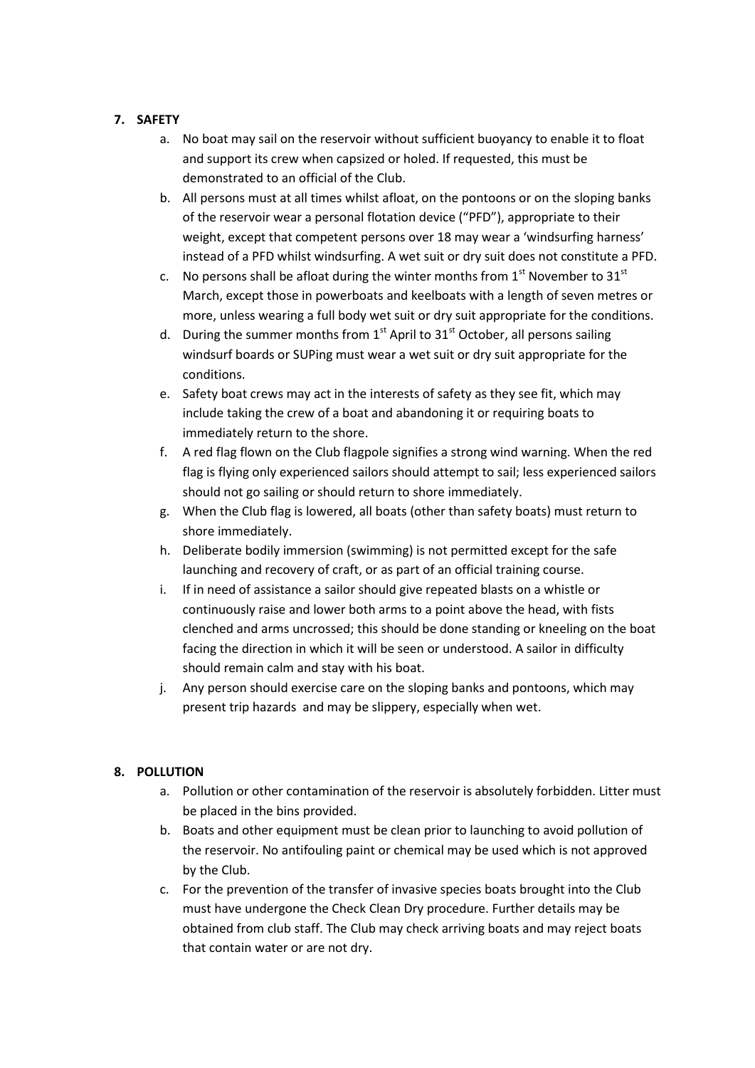## 7. SAFETY

a. No boat may sail on the reservoir without sufficient buoyancy to enable it to float and support its crew when capsized or holed. If requested, this must be demonstrated to an official of the Club.

b. All persons must at all times whilst afloat, on the pontoons or on the sloping banks of the reservoir wear a personal flotation device ("PFD"), appropriate to their weight, except that competent persons over 18 may wear a 'windsurfing harness' instead of a PFD whilst windsurfing. A wet suit or dry suit does not constitute a PFD.

c. No persons shall be afloat during the winter months from 1st November to 31st March, except those in powerboats and keelboats with a length of seven metres or more, unless wearing a full body wet suit or dry suit appropriate for the conditions.

d. During the summer months from 1st April to 31st October, all persons sailing windsurf boards or SUPing must wear a wet suit or dry suit appropriate for the conditions.

e. Safety boat crews may act in the interests of safety as they see fit, which may include taking the crew of a boat and abandoning it or requiring boats to immediately return to the shore.

f. A red flag flown on the Club flagpole signifies a strong wind warning. When the red flag is flying only experienced sailors should attempt to sail; less experienced sailors should not go sailing or should return to shore immediately.

g. When the Club flag is lowered, all boats (other than safety boats) must return to shore immediately.

h. Deliberate bodily immersion (swimming) is not permitted except for the safe launching and recovery of craft, or as part of an official training course.

i. If in need of assistance a sailor should give repeated blasts on a whistle or continuously raise and lower both arms to a point above the head, with fists clenched and arms uncrossed; this should be done standing or kneeling on the boat facing the direction in which it will be seen or understood. A sailor in difficulty should remain calm and stay with his boat.

j. Any person should exercise care on the sloping banks and pontoons, which may present trip hazards and may be slippery, especially when wet.

## 8. POLLUTION

a. Pollution or other contamination of the reservoir is absolutely forbidden. Litter must be placed in the bins provided.

b. Boats and other equipment must be clean prior to launching to avoid pollution of the reservoir. No antifouling paint or chemical may be used which is not approved by the Club.

c. For the prevention of the transfer of invasive species boats brought into the Club must have undergone the Check Clean Dry procedure. Further details may be obtained from club staff. The Club may check arriving boats and may reject boats that contain water or are not dry.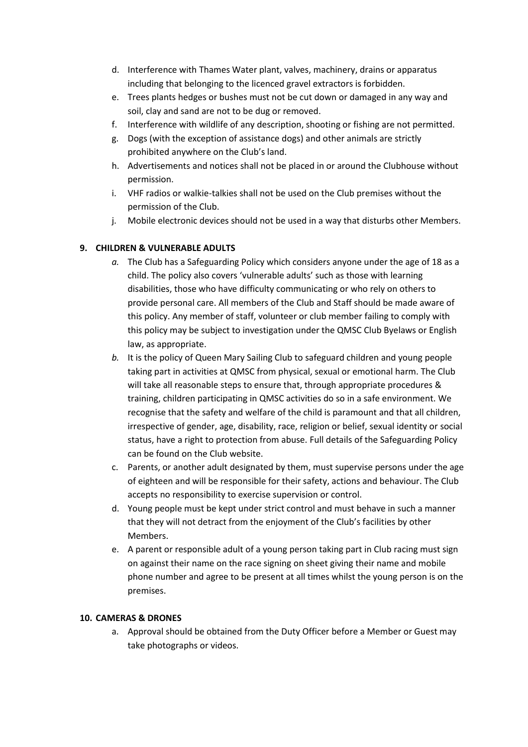d. Interference with Thames Water plant, valves, machinery, drains or apparatus including that belonging to the licenced gravel extractors is forbidden.
e. Trees plants hedges or bushes must not be cut down or damaged in any way and soil, clay and sand are not to be dug or removed.
f. Interference with wildlife of any description, shooting or fishing are not permitted.
g. Dogs (with the exception of assistance dogs) and other animals are strictly prohibited anywhere on the Club's land.
h. Advertisements and notices shall not be placed in or around the Clubhouse without permission.
i. VHF radios or walkie-talkies shall not be used on the Club premises without the permission of the Club.
j. Mobile electronic devices should not be used in a way that disturbs other Members.

**9. CHILDREN & VULNERABLE ADULTS**

*a.* The Club has a Safeguarding Policy which considers anyone under the age of 18 as a child. The policy also covers 'vulnerable adults' such as those with learning disabilities, those who have difficulty communicating or who rely on others to provide personal care. All members of the Club and Staff should be made aware of this policy. Any member of staff, volunteer or club member failing to comply with this policy may be subject to investigation under the QMSC Club Byelaws or English law, as appropriate.

*b.* It is the policy of Queen Mary Sailing Club to safeguard children and young people taking part in activities at QMSC from physical, sexual or emotional harm. The Club will take all reasonable steps to ensure that, through appropriate procedures & training, children participating in QMSC activities do so in a safe environment. We recognise that the safety and welfare of the child is paramount and that all children, irrespective of gender, age, disability, race, religion or belief, sexual identity or social status, have a right to protection from abuse. Full details of the Safeguarding Policy can be found on the Club website.

c. Parents, or another adult designated by them, must supervise persons under the age of eighteen and will be responsible for their safety, actions and behaviour. The Club accepts no responsibility to exercise supervision or control.

d. Young people must be kept under strict control and must behave in such a manner that they will not detract from the enjoyment of the Club's facilities by other Members.

e. A parent or responsible adult of a young person taking part in Club racing must sign on against their name on the race signing on sheet giving their name and mobile phone number and agree to be present at all times whilst the young person is on the premises.

**10. CAMERAS & DRONES**

a. Approval should be obtained from the Duty Officer before a Member or Guest may take photographs or videos.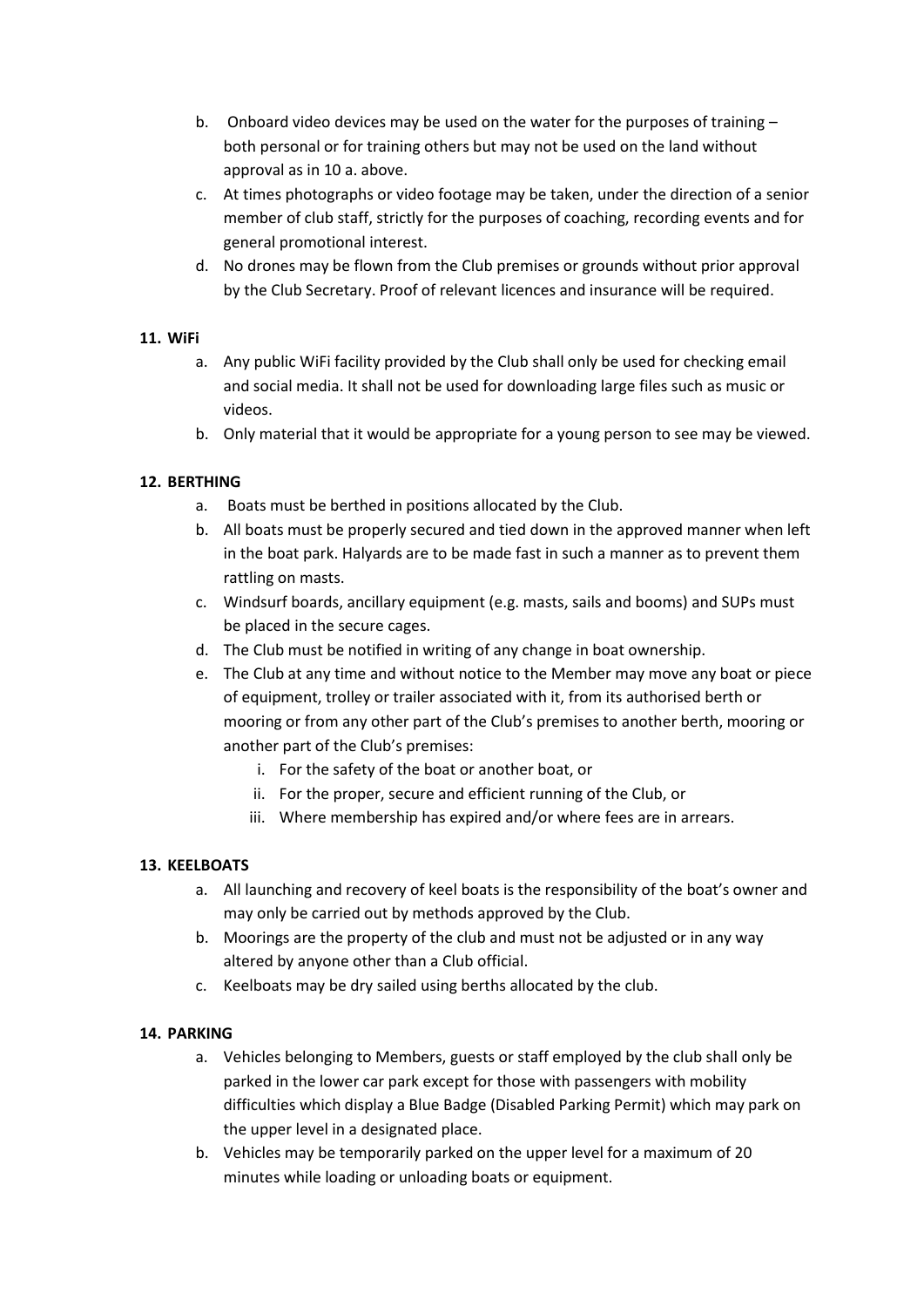b. Onboard video devices may be used on the water for the purposes of training – both personal or for training others but may not be used on the land without approval as in 10 a. above.

c. At times photographs or video footage may be taken, under the direction of a senior member of club staff, strictly for the purposes of coaching, recording events and for general promotional interest.

d. No drones may be flown from the Club premises or grounds without prior approval by the Club Secretary. Proof of relevant licences and insurance will be required.

**11. WiFi**

a. Any public WiFi facility provided by the Club shall only be used for checking email and social media. It shall not be used for downloading large files such as music or videos.

b. Only material that it would be appropriate for a young person to see may be viewed.

**12. BERTHING**

a. Boats must be berthed in positions allocated by the Club.

b. All boats must be properly secured and tied down in the approved manner when left in the boat park. Halyards are to be made fast in such a manner as to prevent them rattling on masts.

c. Windsurf boards, ancillary equipment (e.g. masts, sails and booms) and SUPs must be placed in the secure cages.

d. The Club must be notified in writing of any change in boat ownership.

e. The Club at any time and without notice to the Member may move any boat or piece of equipment, trolley or trailer associated with it, from its authorised berth or mooring or from any other part of the Club's premises to another berth, mooring or another part of the Club's premises:

   i. For the safety of the boat or another boat, or
   ii. For the proper, secure and efficient running of the Club, or
   iii. Where membership has expired and/or where fees are in arrears.

**13. KEELBOATS**

a. All launching and recovery of keel boats is the responsibility of the boat's owner and may only be carried out by methods approved by the Club.

b. Moorings are the property of the club and must not be adjusted or in any way altered by anyone other than a Club official.

c. Keelboats may be dry sailed using berths allocated by the club.

**14. PARKING**

a. Vehicles belonging to Members, guests or staff employed by the club shall only be parked in the lower car park except for those with passengers with mobility difficulties which display a Blue Badge (Disabled Parking Permit) which may park on the upper level in a designated place.

b. Vehicles may be temporarily parked on the upper level for a maximum of 20 minutes while loading or unloading boats or equipment.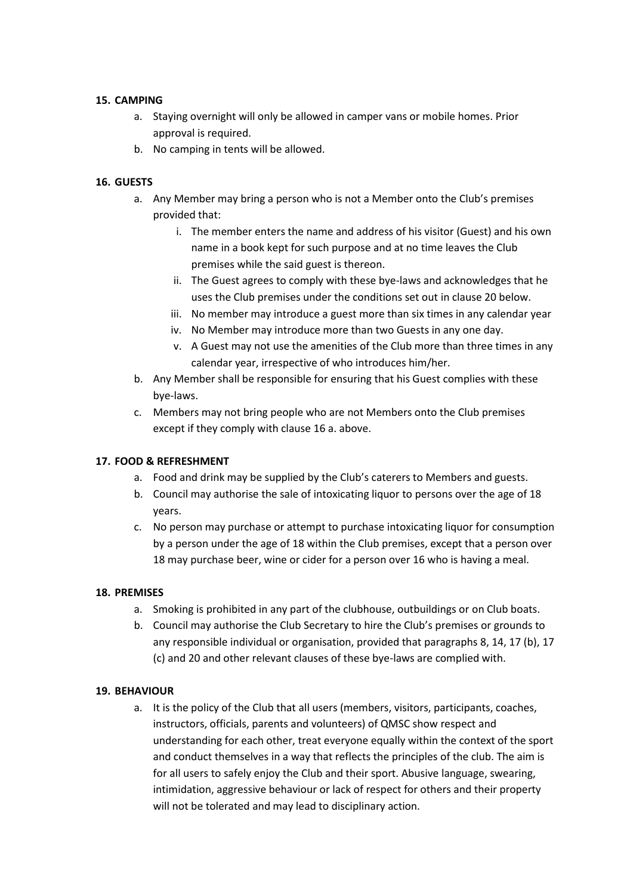**15. CAMPING**

a. Staying overnight will only be allowed in camper vans or mobile homes. Prior approval is required.
b. No camping in tents will be allowed.

**16. GUESTS**

a. Any Member may bring a person who is not a Member onto the Club's premises provided that:
   i. The member enters the name and address of his visitor (Guest) and his own name in a book kept for such purpose and at no time leaves the Club premises while the said guest is thereon.
   ii. The Guest agrees to comply with these bye-laws and acknowledges that he uses the Club premises under the conditions set out in clause 20 below.
   iii. No member may introduce a guest more than six times in any calendar year
   iv. No Member may introduce more than two Guests in any one day.
   v. A Guest may not use the amenities of the Club more than three times in any calendar year, irrespective of who introduces him/her.
b. Any Member shall be responsible for ensuring that his Guest complies with these bye-laws.
c. Members may not bring people who are not Members onto the Club premises except if they comply with clause 16 a. above.

**17. FOOD & REFRESHMENT**

a. Food and drink may be supplied by the Club's caterers to Members and guests.
b. Council may authorise the sale of intoxicating liquor to persons over the age of 18 years.
c. No person may purchase or attempt to purchase intoxicating liquor for consumption by a person under the age of 18 within the Club premises, except that a person over 18 may purchase beer, wine or cider for a person over 16 who is having a meal.

**18. PREMISES**

a. Smoking is prohibited in any part of the clubhouse, outbuildings or on Club boats.
b. Council may authorise the Club Secretary to hire the Club's premises or grounds to any responsible individual or organisation, provided that paragraphs 8, 14, 17 (b), 17 (c) and 20 and other relevant clauses of these bye-laws are complied with.

**19. BEHAVIOUR**

a. It is the policy of the Club that all users (members, visitors, participants, coaches, instructors, officials, parents and volunteers) of QMSC show respect and understanding for each other, treat everyone equally within the context of the sport and conduct themselves in a way that reflects the principles of the club. The aim is for all users to safely enjoy the Club and their sport. Abusive language, swearing, intimidation, aggressive behaviour or lack of respect for others and their property will not be tolerated and may lead to disciplinary action.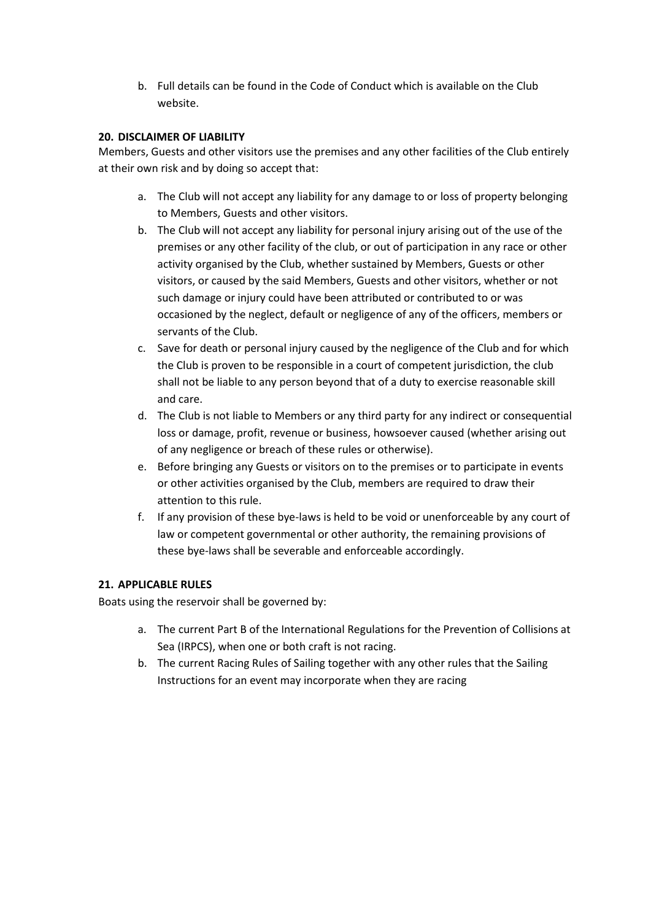b. Full details can be found in the Code of Conduct which is available on the Club website.

## 20. DISCLAIMER OF LIABILITY

Members, Guests and other visitors use the premises and any other facilities of the Club entirely at their own risk and by doing so accept that:

a. The Club will not accept any liability for any damage to or loss of property belonging to Members, Guests and other visitors.
b. The Club will not accept any liability for personal injury arising out of the use of the premises or any other facility of the club, or out of participation in any race or other activity organised by the Club, whether sustained by Members, Guests or other visitors, or caused by the said Members, Guests and other visitors, whether or not such damage or injury could have been attributed or contributed to or was occasioned by the neglect, default or negligence of any of the officers, members or servants of the Club.
c. Save for death or personal injury caused by the negligence of the Club and for which the Club is proven to be responsible in a court of competent jurisdiction, the club shall not be liable to any person beyond that of a duty to exercise reasonable skill and care.
d. The Club is not liable to Members or any third party for any indirect or consequential loss or damage, profit, revenue or business, howsoever caused (whether arising out of any negligence or breach of these rules or otherwise).
e. Before bringing any Guests or visitors on to the premises or to participate in events or other activities organised by the Club, members are required to draw their attention to this rule.
f. If any provision of these bye-laws is held to be void or unenforceable by any court of law or competent governmental or other authority, the remaining provisions of these bye-laws shall be severable and enforceable accordingly.

## 21. APPLICABLE RULES

Boats using the reservoir shall be governed by:

a. The current Part B of the International Regulations for the Prevention of Collisions at Sea (IRPCS), when one or both craft is not racing.
b. The current Racing Rules of Sailing together with any other rules that the Sailing Instructions for an event may incorporate when they are racing